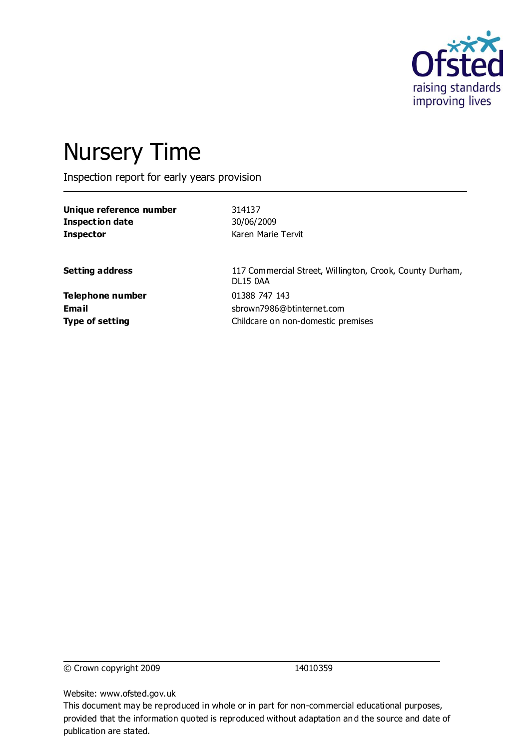Ofsted
raising standards
improving lives

# Nursery Time

Inspection report for early years provision

| | |
|---|---|
| **Unique reference number** | 314137 |
| **Inspection date** | 30/06/2009 |
| **Inspector** | Karen Marie Tervit |

| | |
|---|---|
| **Setting address** | 117 Commercial Street, Willington, Crook, County Durham, DL15 0AA |
| **Telephone number** | 01388 747 143 |
| **Email** | sbrown7986@btinternet.com |
| **Type of setting** | Childcare on non-domestic premises |

© Crown copyright 2009 14010359

Website: www.ofsted.gov.uk
This document may be reproduced in whole or in part for non-commercial educational purposes, provided that the information quoted is reproduced without adaptation and the source and date of publication are stated.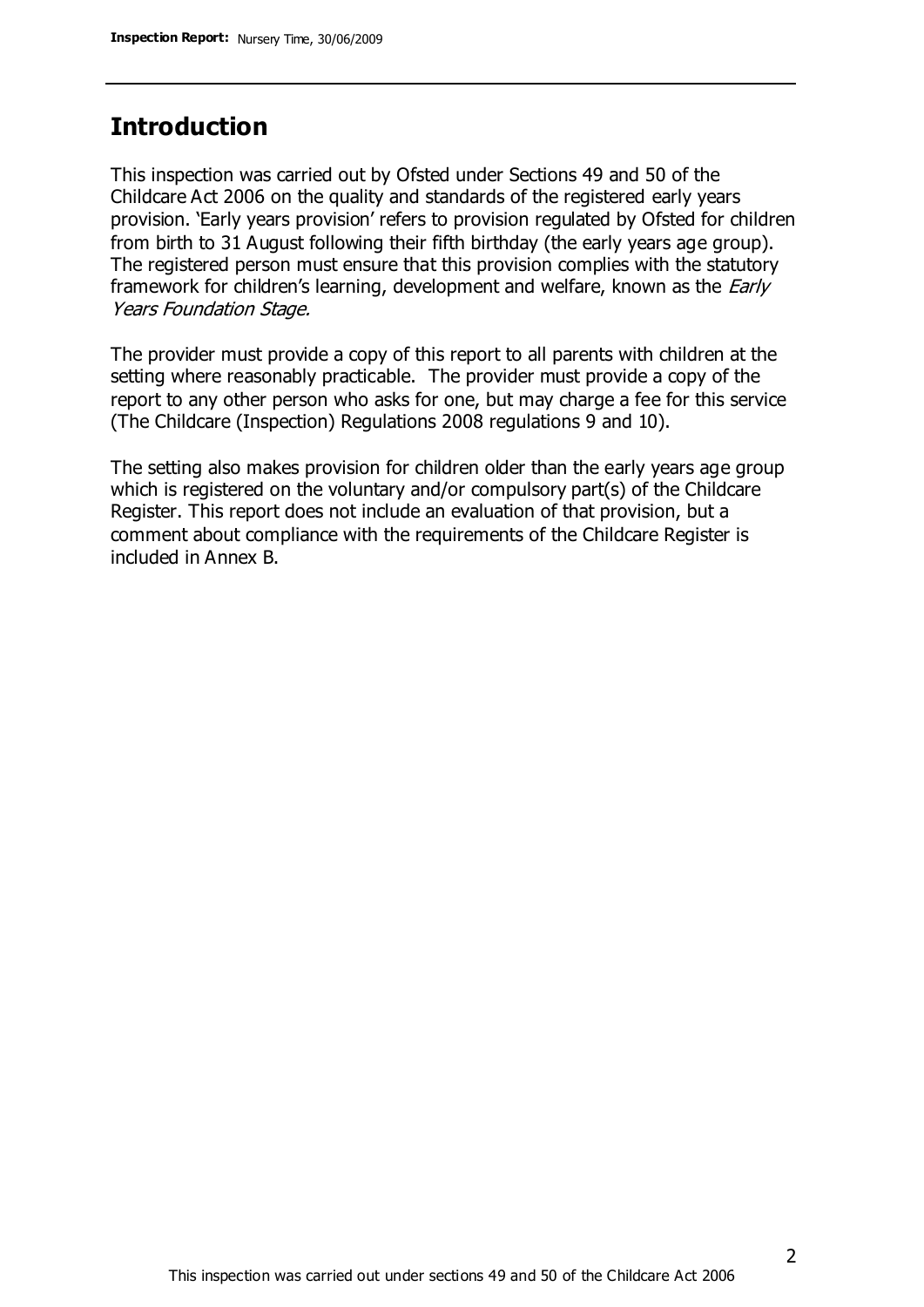## Introduction

This inspection was carried out by Ofsted under Sections 49 and 50 of the Childcare Act 2006 on the quality and standards of the registered early years provision. 'Early years provision' refers to provision regulated by Ofsted for children from birth to 31 August following their fifth birthday (the early years age group). The registered person must ensure that this provision complies with the statutory framework for children's learning, development and welfare, known as the *Early Years Foundation Stage.*

The provider must provide a copy of this report to all parents with children at the setting where reasonably practicable. The provider must provide a copy of the report to any other person who asks for one, but may charge a fee for this service (The Childcare (Inspection) Regulations 2008 regulations 9 and 10).

The setting also makes provision for children older than the early years age group which is registered on the voluntary and/or compulsory part(s) of the Childcare Register. This report does not include an evaluation of that provision, but a comment about compliance with the requirements of the Childcare Register is included in Annex B.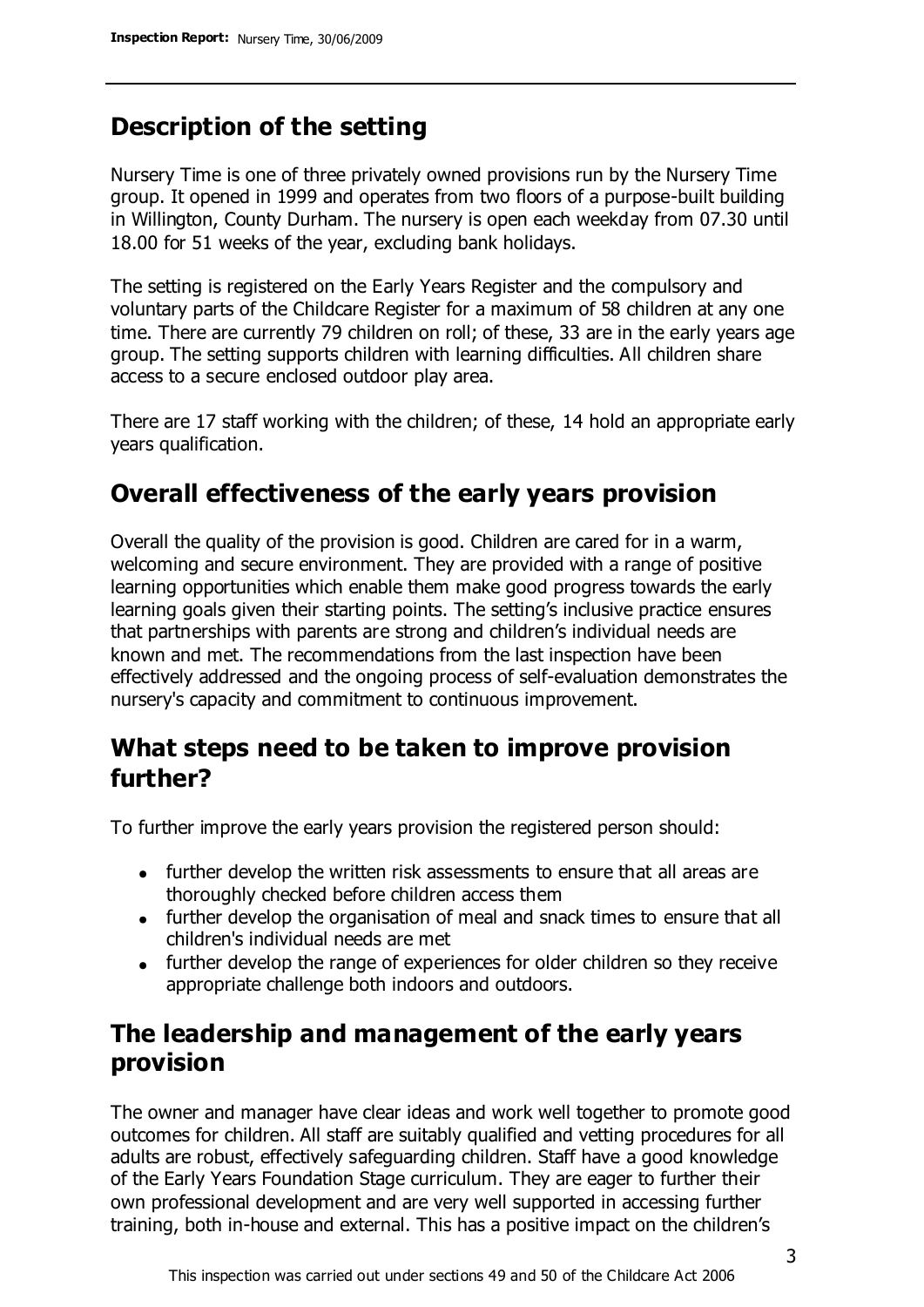## Description of the setting

Nursery Time is one of three privately owned provisions run by the Nursery Time group. It opened in 1999 and operates from two floors of a purpose-built building in Willington, County Durham. The nursery is open each weekday from 07.30 until 18.00 for 51 weeks of the year, excluding bank holidays.

The setting is registered on the Early Years Register and the compulsory and voluntary parts of the Childcare Register for a maximum of 58 children at any one time. There are currently 79 children on roll; of these, 33 are in the early years age group. The setting supports children with learning difficulties. All children share access to a secure enclosed outdoor play area.

There are 17 staff working with the children; of these, 14 hold an appropriate early years qualification.

## Overall effectiveness of the early years provision

Overall the quality of the provision is good. Children are cared for in a warm, welcoming and secure environment. They are provided with a range of positive learning opportunities which enable them make good progress towards the early learning goals given their starting points. The setting's inclusive practice ensures that partnerships with parents are strong and children's individual needs are known and met. The recommendations from the last inspection have been effectively addressed and the ongoing process of self-evaluation demonstrates the nursery's capacity and commitment to continuous improvement.

## What steps need to be taken to improve provision further?

To further improve the early years provision the registered person should:

- further develop the written risk assessments to ensure that all areas are thoroughly checked before children access them
- further develop the organisation of meal and snack times to ensure that all children's individual needs are met
- further develop the range of experiences for older children so they receive appropriate challenge both indoors and outdoors.

## The leadership and management of the early years provision

The owner and manager have clear ideas and work well together to promote good outcomes for children. All staff are suitably qualified and vetting procedures for all adults are robust, effectively safeguarding children. Staff have a good knowledge of the Early Years Foundation Stage curriculum. They are eager to further their own professional development and are very well supported in accessing further training, both in-house and external. This has a positive impact on the children's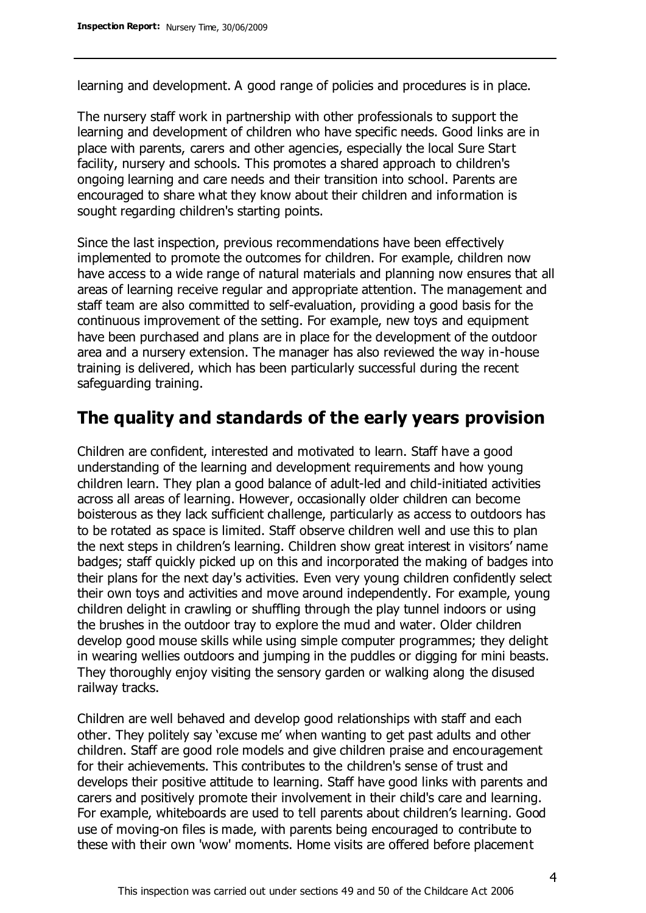learning and development. A good range of policies and procedures is in place.

The nursery staff work in partnership with other professionals to support the learning and development of children who have specific needs. Good links are in place with parents, carers and other agencies, especially the local Sure Start facility, nursery and schools. This promotes a shared approach to children's ongoing learning and care needs and their transition into school. Parents are encouraged to share what they know about their children and information is sought regarding children's starting points.

Since the last inspection, previous recommendations have been effectively implemented to promote the outcomes for children. For example, children now have access to a wide range of natural materials and planning now ensures that all areas of learning receive regular and appropriate attention. The management and staff team are also committed to self-evaluation, providing a good basis for the continuous improvement of the setting. For example, new toys and equipment have been purchased and plans are in place for the development of the outdoor area and a nursery extension. The manager has also reviewed the way in-house training is delivered, which has been particularly successful during the recent safeguarding training.

## The quality and standards of the early years provision

Children are confident, interested and motivated to learn. Staff have a good understanding of the learning and development requirements and how young children learn. They plan a good balance of adult-led and child-initiated activities across all areas of learning. However, occasionally older children can become boisterous as they lack sufficient challenge, particularly as access to outdoors has to be rotated as space is limited. Staff observe children well and use this to plan the next steps in children's learning. Children show great interest in visitors' name badges; staff quickly picked up on this and incorporated the making of badges into their plans for the next day's activities. Even very young children confidently select their own toys and activities and move around independently. For example, young children delight in crawling or shuffling through the play tunnel indoors or using the brushes in the outdoor tray to explore the mud and water. Older children develop good mouse skills while using simple computer programmes; they delight in wearing wellies outdoors and jumping in the puddles or digging for mini beasts. They thoroughly enjoy visiting the sensory garden or walking along the disused railway tracks.

Children are well behaved and develop good relationships with staff and each other. They politely say 'excuse me' when wanting to get past adults and other children. Staff are good role models and give children praise and encouragement for their achievements. This contributes to the children's sense of trust and develops their positive attitude to learning. Staff have good links with parents and carers and positively promote their involvement in their child's care and learning. For example, whiteboards are used to tell parents about children's learning. Good use of moving-on files is made, with parents being encouraged to contribute to these with their own 'wow' moments. Home visits are offered before placement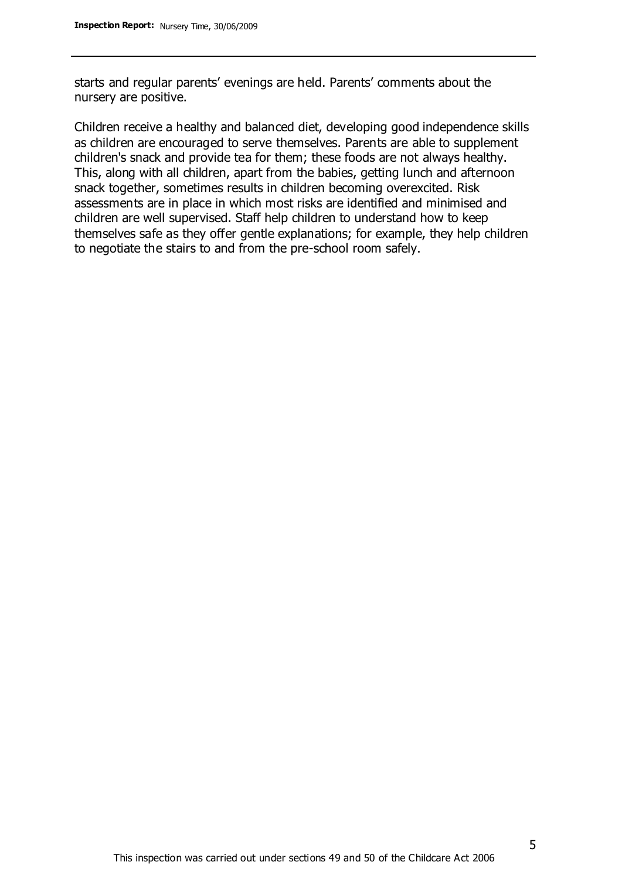starts and regular parents' evenings are held. Parents' comments about the nursery are positive.

Children receive a healthy and balanced diet, developing good independence skills as children are encouraged to serve themselves. Parents are able to supplement children's snack and provide tea for them; these foods are not always healthy. This, along with all children, apart from the babies, getting lunch and afternoon snack together, sometimes results in children becoming overexcited. Risk assessments are in place in which most risks are identified and minimised and children are well supervised. Staff help children to understand how to keep themselves safe as they offer gentle explanations; for example, they help children to negotiate the stairs to and from the pre-school room safely.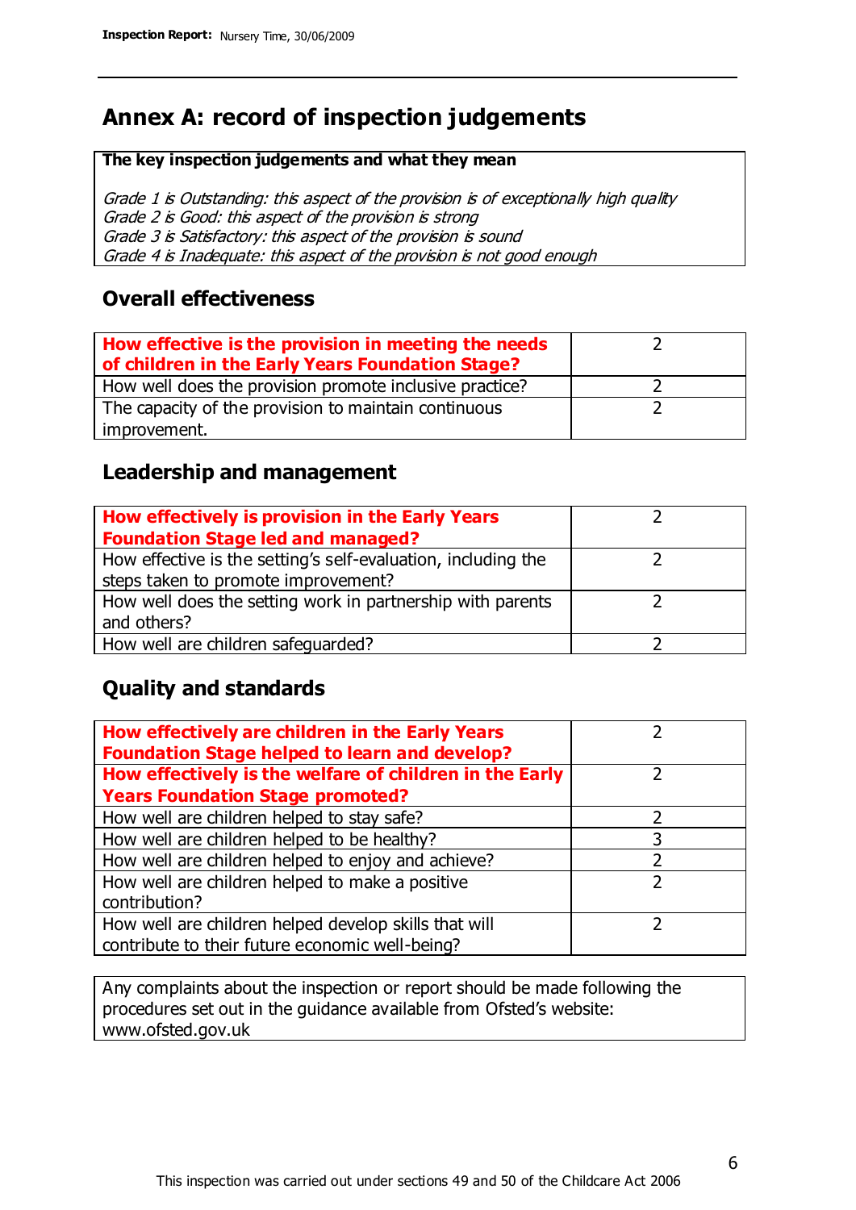# Annex A: record of inspection judgements

| **The key inspection judgements and what they mean** |
|---|
| *Grade 1 is Outstanding: this aspect of the provision is of exceptionally high quality*<br>*Grade 2 is Good: this aspect of the provision is strong*<br>*Grade 3 is Satisfactory: this aspect of the provision is sound*<br>*Grade 4 is Inadequate: this aspect of the provision is not good enough* |

## Overall effectiveness

| | |
|---|---|
| **How effective is the provision in meeting the needs of children in the Early Years Foundation Stage?** | 2 |
| How well does the provision promote inclusive practice? | 2 |
| The capacity of the provision to maintain continuous improvement. | 2 |

## Leadership and management

| | |
|---|---|
| **How effectively is provision in the Early Years Foundation Stage led and managed?** | 2 |
| How effective is the setting's self-evaluation, including the steps taken to promote improvement? | 2 |
| How well does the setting work in partnership with parents and others? | 2 |
| How well are children safeguarded? | 2 |

## Quality and standards

| | |
|---|---|
| **How effectively are children in the Early Years Foundation Stage helped to learn and develop?** | 2 |
| **How effectively is the welfare of children in the Early Years Foundation Stage promoted?** | 2 |
| How well are children helped to stay safe? | 2 |
| How well are children helped to be healthy? | 3 |
| How well are children helped to enjoy and achieve? | 2 |
| How well are children helped to make a positive contribution? | 2 |
| How well are children helped develop skills that will contribute to their future economic well-being? | 2 |

Any complaints about the inspection or report should be made following the procedures set out in the guidance available from Ofsted's website: www.ofsted.gov.uk

This inspection was carried out under sections 49 and 50 of the Childcare Act 2006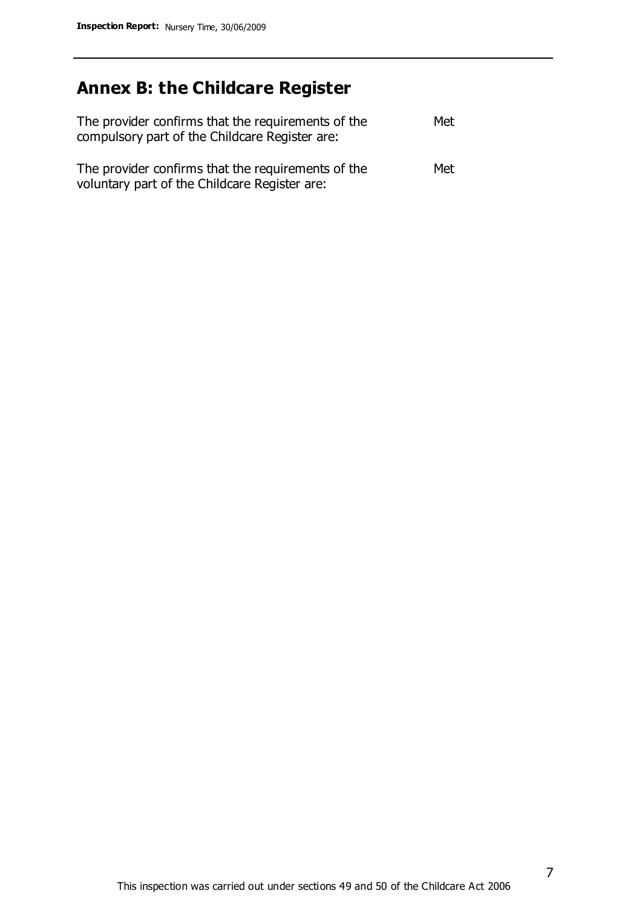## Annex B: the Childcare Register

| | |
|---|---|
| The provider confirms that the requirements of the compulsory part of the Childcare Register are: | Met |
| The provider confirms that the requirements of the voluntary part of the Childcare Register are: | Met |

This inspection was carried out under sections 49 and 50 of the Childcare Act 2006